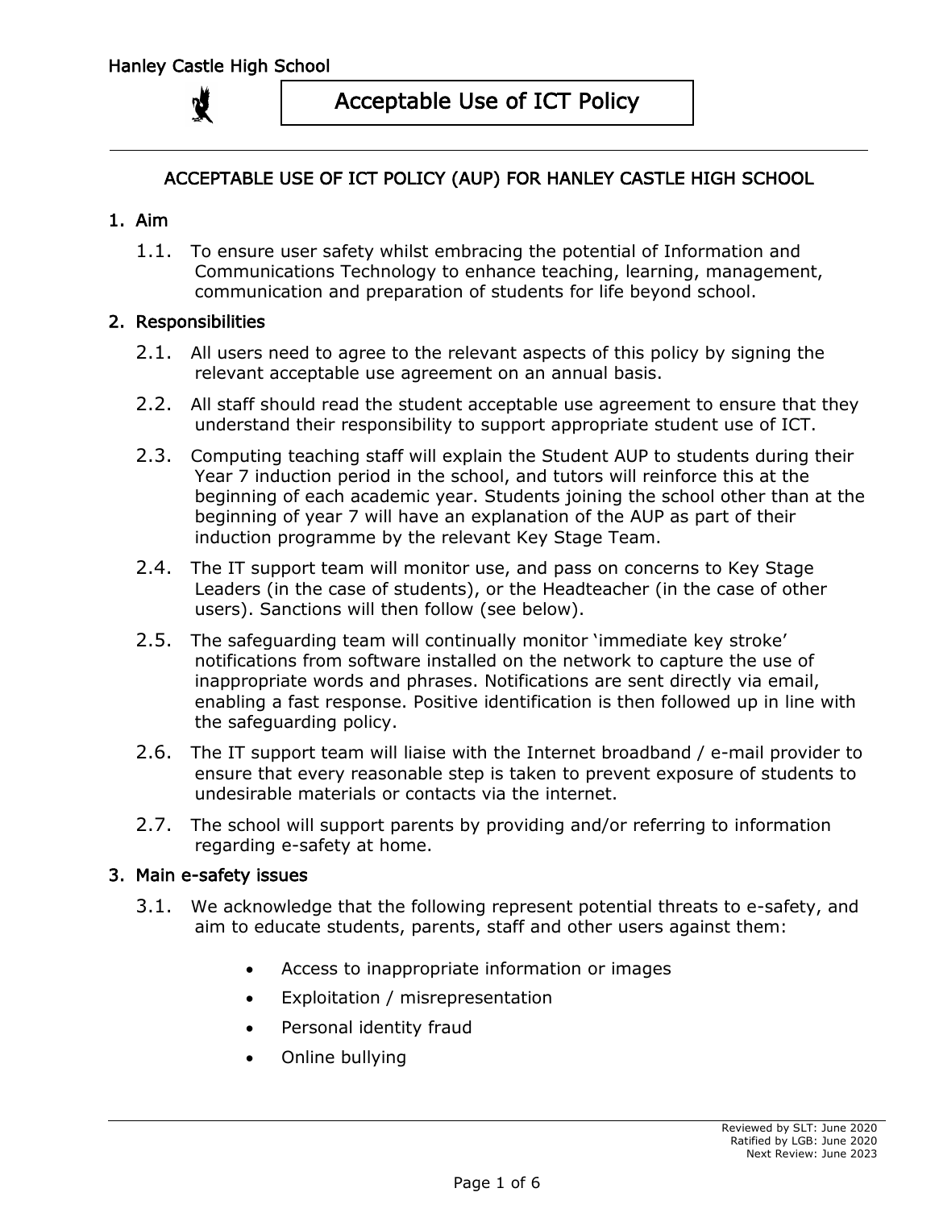# Acceptable Use of ICT Policy

## ACCEPTABLE USE OF ICT POLICY (AUP) FOR HANLEY CASTLE HIGH SCHOOL

### 1. Aim

1.1. To ensure user safety whilst embracing the potential of Information and Communications Technology to enhance teaching, learning, management, communication and preparation of students for life beyond school.

### 2. Responsibilities

2.1. All users need to agree to the relevant aspects of this policy by signing the relevant acceptable use agreement on an annual basis.

2.2. All staff should read the student acceptable use agreement to ensure that they understand their responsibility to support appropriate student use of ICT.

2.3. Computing teaching staff will explain the Student AUP to students during their Year 7 induction period in the school, and tutors will reinforce this at the beginning of each academic year. Students joining the school other than at the beginning of year 7 will have an explanation of the AUP as part of their induction programme by the relevant Key Stage Team.

2.4. The IT support team will monitor use, and pass on concerns to Key Stage Leaders (in the case of students), or the Headteacher (in the case of other users). Sanctions will then follow (see below).

2.5. The safeguarding team will continually monitor 'immediate key stroke' notifications from software installed on the network to capture the use of inappropriate words and phrases. Notifications are sent directly via email, enabling a fast response. Positive identification is then followed up in line with the safeguarding policy.

2.6. The IT support team will liaise with the Internet broadband / e-mail provider to ensure that every reasonable step is taken to prevent exposure of students to undesirable materials or contacts via the internet.

2.7. The school will support parents by providing and/or referring to information regarding e-safety at home.

### 3. Main e-safety issues

3.1. We acknowledge that the following represent potential threats to e-safety, and aim to educate students, parents, staff and other users against them:

- Access to inappropriate information or images
- Exploitation / misrepresentation
- Personal identity fraud
- Online bullying

Reviewed by SLT: June 2020
Ratified by LGB: June 2020
Next Review: June 2023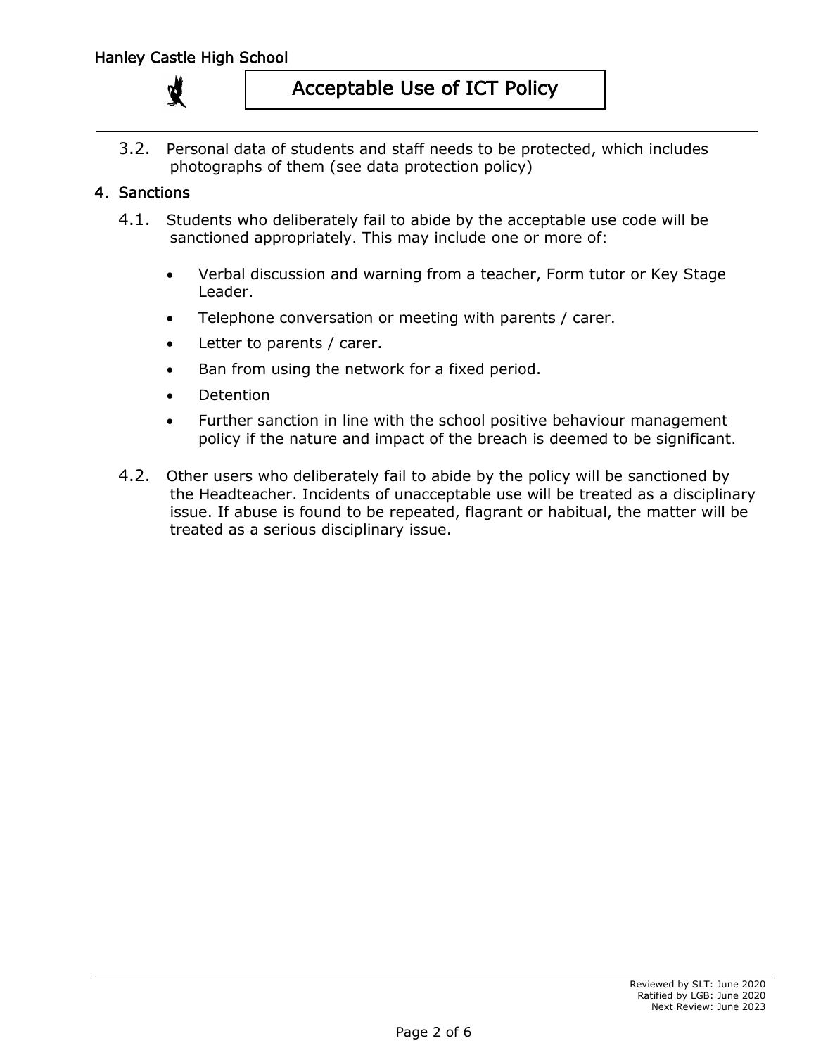3.2. Personal data of students and staff needs to be protected, which includes photographs of them (see data protection policy)

## 4. Sanctions

4.1. Students who deliberately fail to abide by the acceptable use code will be sanctioned appropriately. This may include one or more of:

- Verbal discussion and warning from a teacher, Form tutor or Key Stage Leader.
- Telephone conversation or meeting with parents / carer.
- Letter to parents / carer.
- Ban from using the network for a fixed period.
- Detention
- Further sanction in line with the school positive behaviour management policy if the nature and impact of the breach is deemed to be significant.

4.2. Other users who deliberately fail to abide by the policy will be sanctioned by the Headteacher. Incidents of unacceptable use will be treated as a disciplinary issue. If abuse is found to be repeated, flagrant or habitual, the matter will be treated as a serious disciplinary issue.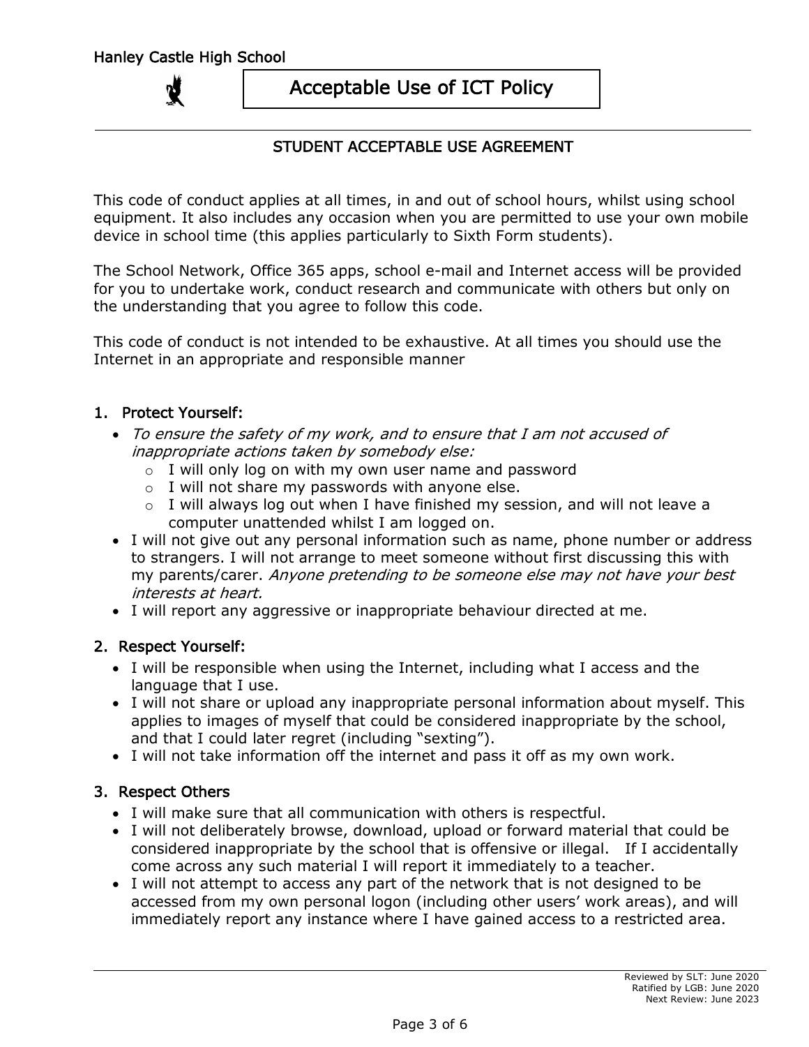## STUDENT ACCEPTABLE USE AGREEMENT

This code of conduct applies at all times, in and out of school hours, whilst using school equipment. It also includes any occasion when you are permitted to use your own mobile device in school time (this applies particularly to Sixth Form students).

The School Network, Office 365 apps, school e-mail and Internet access will be provided for you to undertake work, conduct research and communicate with others but only on the understanding that you agree to follow this code.

This code of conduct is not intended to be exhaustive. At all times you should use the Internet in an appropriate and responsible manner

### 1. Protect Yourself:

- *To ensure the safety of my work, and to ensure that I am not accused of inappropriate actions taken by somebody else:*
  - I will only log on with my own user name and password
  - I will not share my passwords with anyone else.
  - I will always log out when I have finished my session, and will not leave a computer unattended whilst I am logged on.
- I will not give out any personal information such as name, phone number or address to strangers. I will not arrange to meet someone without first discussing this with my parents/carer. *Anyone pretending to be someone else may not have your best interests at heart.*
- I will report any aggressive or inappropriate behaviour directed at me.

### 2. Respect Yourself:

- I will be responsible when using the Internet, including what I access and the language that I use.
- I will not share or upload any inappropriate personal information about myself. This applies to images of myself that could be considered inappropriate by the school, and that I could later regret (including "sexting").
- I will not take information off the internet and pass it off as my own work.

### 3. Respect Others

- I will make sure that all communication with others is respectful.
- I will not deliberately browse, download, upload or forward material that could be considered inappropriate by the school that is offensive or illegal. If I accidentally come across any such material I will report it immediately to a teacher.
- I will not attempt to access any part of the network that is not designed to be accessed from my own personal logon (including other users' work areas), and will immediately report any instance where I have gained access to a restricted area.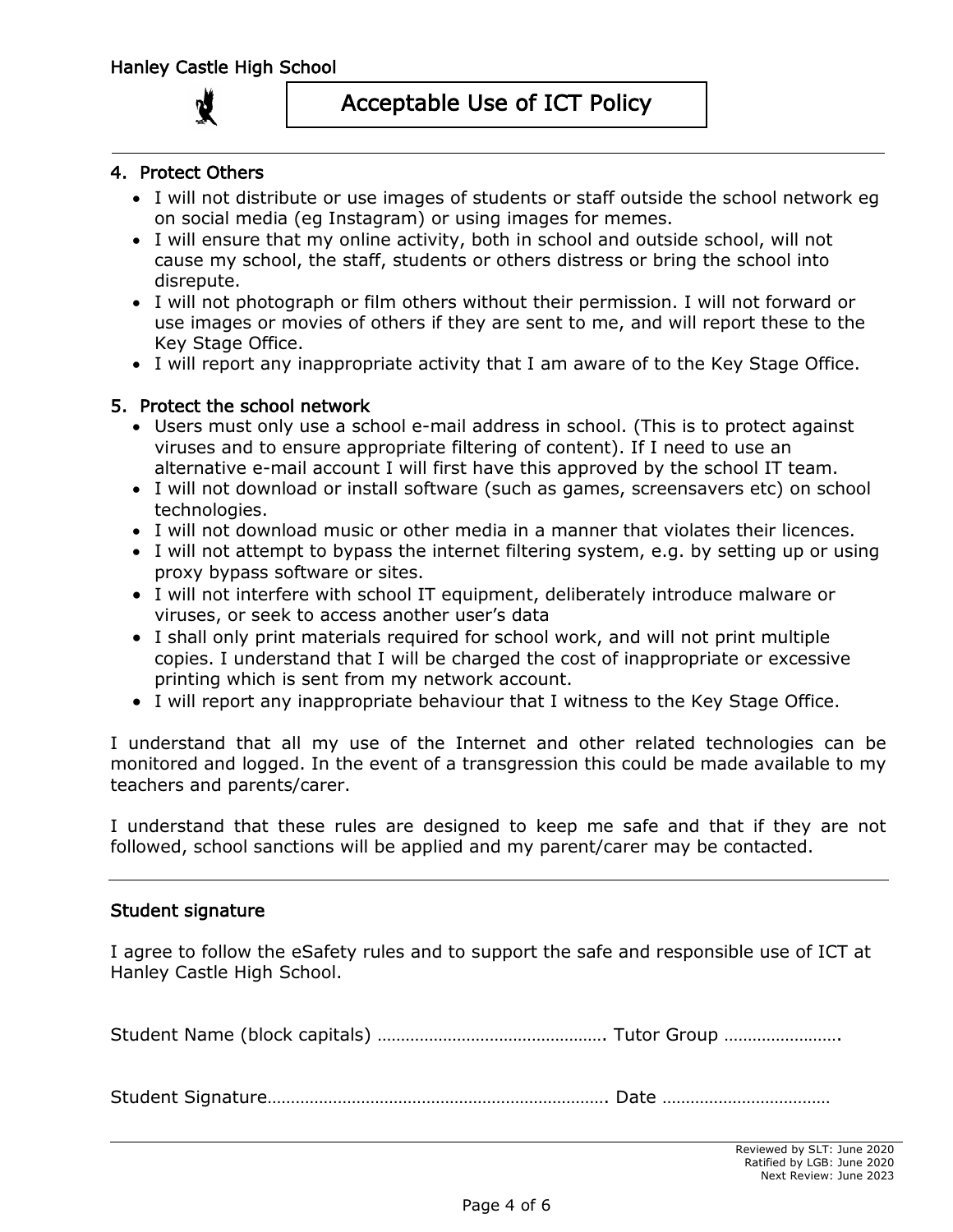## 4. Protect Others

- I will not distribute or use images of students or staff outside the school network eg on social media (eg Instagram) or using images for memes.
- I will ensure that my online activity, both in school and outside school, will not cause my school, the staff, students or others distress or bring the school into disrepute.
- I will not photograph or film others without their permission. I will not forward or use images or movies of others if they are sent to me, and will report these to the Key Stage Office.
- I will report any inappropriate activity that I am aware of to the Key Stage Office.

## 5. Protect the school network

- Users must only use a school e-mail address in school. (This is to protect against viruses and to ensure appropriate filtering of content). If I need to use an alternative e-mail account I will first have this approved by the school IT team.
- I will not download or install software (such as games, screensavers etc) on school technologies.
- I will not download music or other media in a manner that violates their licences.
- I will not attempt to bypass the internet filtering system, e.g. by setting up or using proxy bypass software or sites.
- I will not interfere with school IT equipment, deliberately introduce malware or viruses, or seek to access another user's data
- I shall only print materials required for school work, and will not print multiple copies. I understand that I will be charged the cost of inappropriate or excessive printing which is sent from my network account.
- I will report any inappropriate behaviour that I witness to the Key Stage Office.

I understand that all my use of the Internet and other related technologies can be monitored and logged. In the event of a transgression this could be made available to my teachers and parents/carer.

I understand that these rules are designed to keep me safe and that if they are not followed, school sanctions will be applied and my parent/carer may be contacted.

---

## Student signature

I agree to follow the eSafety rules and to support the safe and responsible use of ICT at Hanley Castle High School.

Student Name (block capitals) …………………………………………. Tutor Group …………………….

Student Signature………………………………………………………………. Date ………………………………

---

Reviewed by SLT: June 2020
Ratified by LGB: June 2020
Next Review: June 2023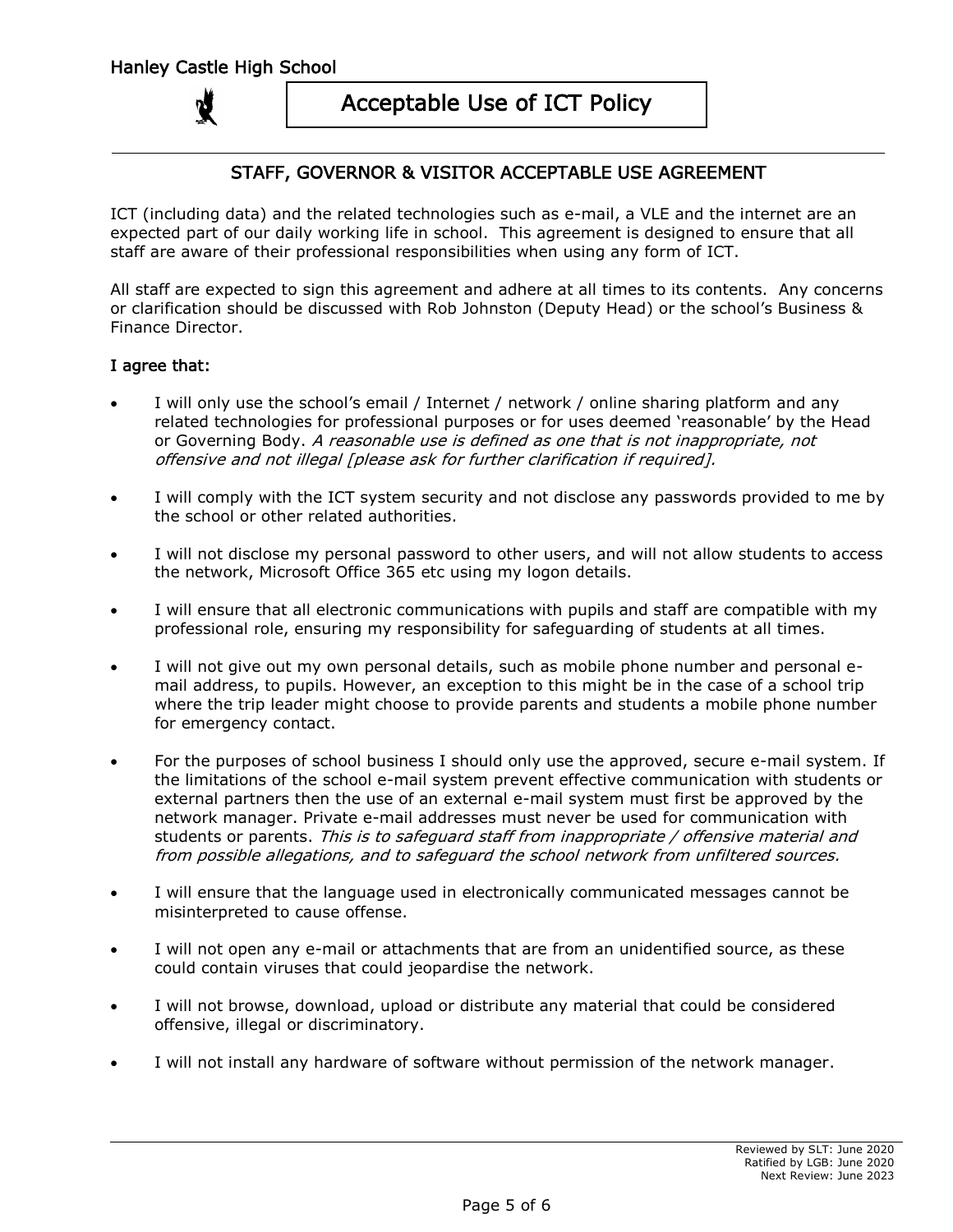# Acceptable Use of ICT Policy

## STAFF, GOVERNOR & VISITOR ACCEPTABLE USE AGREEMENT

ICT (including data) and the related technologies such as e-mail, a VLE and the internet are an expected part of our daily working life in school. This agreement is designed to ensure that all staff are aware of their professional responsibilities when using any form of ICT.

All staff are expected to sign this agreement and adhere at all times to its contents. Any concerns or clarification should be discussed with Rob Johnston (Deputy Head) or the school's Business & Finance Director.

**I agree that:**

- I will only use the school's email / Internet / network / online sharing platform and any related technologies for professional purposes or for uses deemed 'reasonable' by the Head or Governing Body. *A reasonable use is defined as one that is not inappropriate, not offensive and not illegal [please ask for further clarification if required].*

- I will comply with the ICT system security and not disclose any passwords provided to me by the school or other related authorities.

- I will not disclose my personal password to other users, and will not allow students to access the network, Microsoft Office 365 etc using my logon details.

- I will ensure that all electronic communications with pupils and staff are compatible with my professional role, ensuring my responsibility for safeguarding of students at all times.

- I will not give out my own personal details, such as mobile phone number and personal e-mail address, to pupils. However, an exception to this might be in the case of a school trip where the trip leader might choose to provide parents and students a mobile phone number for emergency contact.

- For the purposes of school business I should only use the approved, secure e-mail system. If the limitations of the school e-mail system prevent effective communication with students or external partners then the use of an external e-mail system must first be approved by the network manager. Private e-mail addresses must never be used for communication with students or parents. *This is to safeguard staff from inappropriate / offensive material and from possible allegations, and to safeguard the school network from unfiltered sources.*

- I will ensure that the language used in electronically communicated messages cannot be misinterpreted to cause offense.

- I will not open any e-mail or attachments that are from an unidentified source, as these could contain viruses that could jeopardise the network.

- I will not browse, download, upload or distribute any material that could be considered offensive, illegal or discriminatory.

- I will not install any hardware of software without permission of the network manager.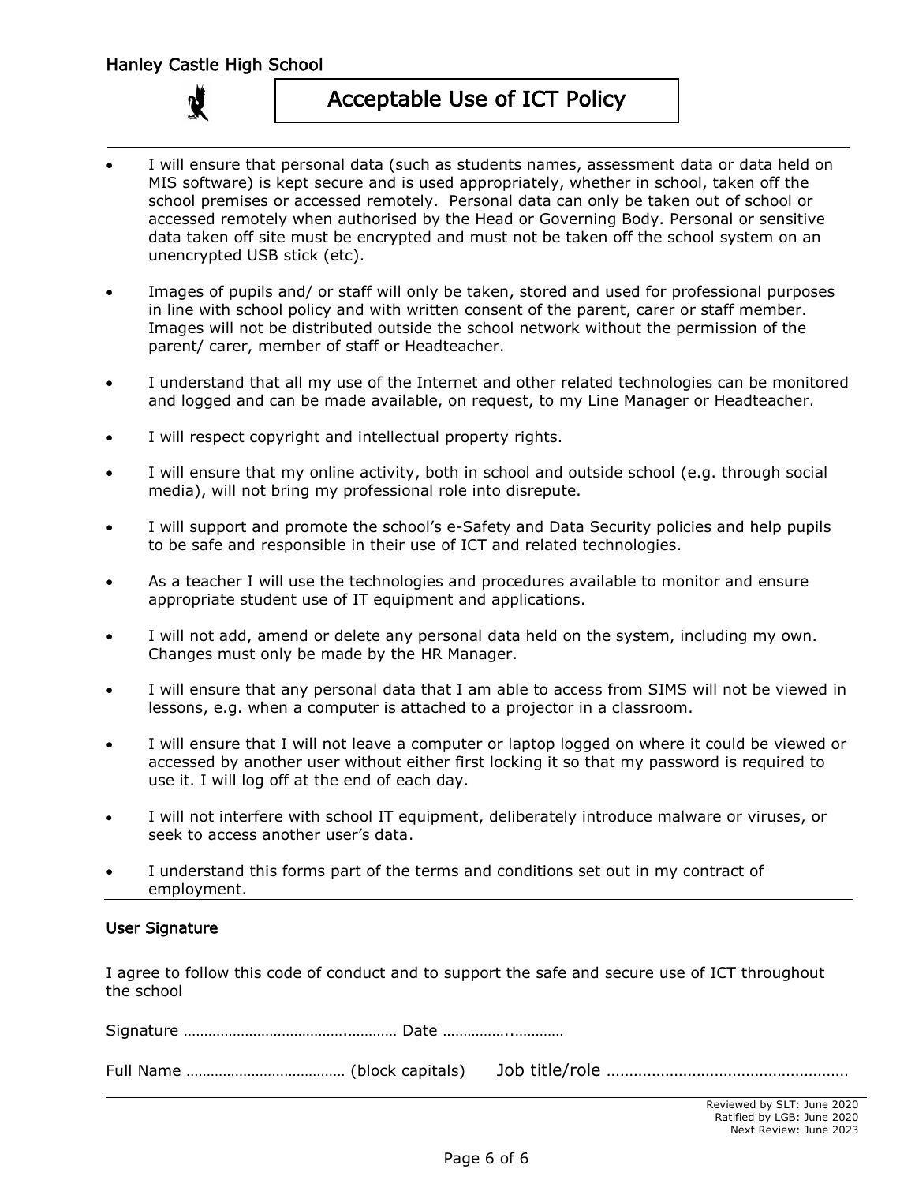- I will ensure that personal data (such as students names, assessment data or data held on MIS software) is kept secure and is used appropriately, whether in school, taken off the school premises or accessed remotely. Personal data can only be taken out of school or accessed remotely when authorised by the Head or Governing Body. Personal or sensitive data taken off site must be encrypted and must not be taken off the school system on an unencrypted USB stick (etc).
- Images of pupils and/ or staff will only be taken, stored and used for professional purposes in line with school policy and with written consent of the parent, carer or staff member. Images will not be distributed outside the school network without the permission of the parent/ carer, member of staff or Headteacher.
- I understand that all my use of the Internet and other related technologies can be monitored and logged and can be made available, on request, to my Line Manager or Headteacher.
- I will respect copyright and intellectual property rights.
- I will ensure that my online activity, both in school and outside school (e.g. through social media), will not bring my professional role into disrepute.
- I will support and promote the school's e-Safety and Data Security policies and help pupils to be safe and responsible in their use of ICT and related technologies.
- As a teacher I will use the technologies and procedures available to monitor and ensure appropriate student use of IT equipment and applications.
- I will not add, amend or delete any personal data held on the system, including my own. Changes must only be made by the HR Manager.
- I will ensure that any personal data that I am able to access from SIMS will not be viewed in lessons, e.g. when a computer is attached to a projector in a classroom.
- I will ensure that I will not leave a computer or laptop logged on where it could be viewed or accessed by another user without either first locking it so that my password is required to use it. I will log off at the end of each day.
- I will not interfere with school IT equipment, deliberately introduce malware or viruses, or seek to access another user's data.
- I understand this forms part of the terms and conditions set out in my contract of employment.

## User Signature

I agree to follow this code of conduct and to support the safe and secure use of ICT throughout the school

Signature …………………………………..………… Date …………….…………

Full Name ………………………………… (block capitals) Job title/role ………………………………………………

Reviewed by SLT: June 2020
Ratified by LGB: June 2020
Next Review: June 2023